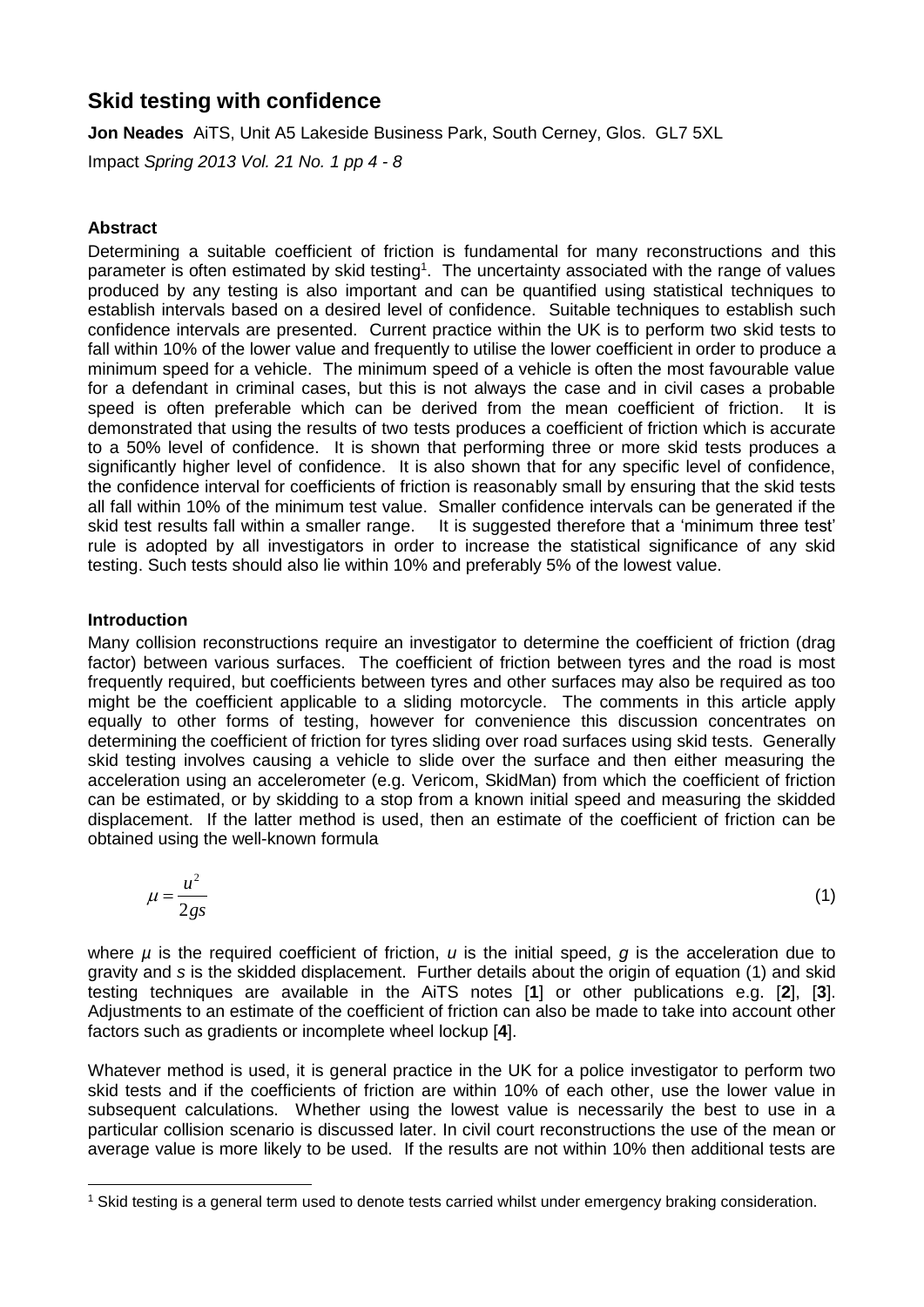# Skid testing with confidence

**Jon Neades** AiTS, Unit A5 Lakeside Business Park, South Cerney, Glos. GL7 5XL

Impact *Spring 2013 Vol. 21 No. 1 pp 4 - 8*

### Abstract

Determining a suitable coefficient of friction is fundamental for many reconstructions and this parameter is often estimated by skid testing[1]. The uncertainty associated with the range of values produced by any testing is also important and can be quantified using statistical techniques to establish intervals based on a desired level of confidence. Suitable techniques to establish such confidence intervals are presented. Current practice within the UK is to perform two skid tests to fall within 10% of the lower value and frequently to utilise the lower coefficient in order to produce a minimum speed for a vehicle. The minimum speed of a vehicle is often the most favourable value for a defendant in criminal cases, but this is not always the case and in civil cases a probable speed is often preferable which can be derived from the mean coefficient of friction. It is demonstrated that using the results of two tests produces a coefficient of friction which is accurate to a 50% level of confidence. It is shown that performing three or more skid tests produces a significantly higher level of confidence. It is also shown that for any specific level of confidence, the confidence interval for coefficients of friction is reasonably small by ensuring that the skid tests all fall within 10% of the minimum test value. Smaller confidence intervals can be generated if the skid test results fall within a smaller range. It is suggested therefore that a 'minimum three test' rule is adopted by all investigators in order to increase the statistical significance of any skid testing. Such tests should also lie within 10% and preferably 5% of the lowest value.

### Introduction

Many collision reconstructions require an investigator to determine the coefficient of friction (drag factor) between various surfaces. The coefficient of friction between tyres and the road is most frequently required, but coefficients between tyres and other surfaces may also be required as too might be the coefficient applicable to a sliding motorcycle. The comments in this article apply equally to other forms of testing, however for convenience this discussion concentrates on determining the coefficient of friction for tyres sliding over road surfaces using skid tests. Generally skid testing involves causing a vehicle to slide over the surface and then either measuring the acceleration using an accelerometer (e.g. Vericom, SkidMan) from which the coefficient of friction can be estimated, or by skidding to a stop from a known initial speed and measuring the skidded displacement. If the latter method is used, then an estimate of the coefficient of friction can be obtained using the well-known formula

$$\mu = \frac{u^2}{2gs} \tag{1}$$

where $\mu$ is the required coefficient of friction, $u$ is the initial speed, $g$ is the acceleration due to gravity and $s$ is the skidded displacement. Further details about the origin of equation (1) and skid testing techniques are available in the AiTS notes [**1**] or other publications e.g. [**2**], [**3**]. Adjustments to an estimate of the coefficient of friction can also be made to take into account other factors such as gradients or incomplete wheel lockup [**4**].

Whatever method is used, it is general practice in the UK for a police investigator to perform two skid tests and if the coefficients of friction are within 10% of each other, use the lower value in subsequent calculations. Whether using the lowest value is necessarily the best to use in a particular collision scenario is discussed later. In civil court reconstructions the use of the mean or average value is more likely to be used. If the results are not within 10% then additional tests are

[1] Skid testing is a general term used to denote tests carried whilst under emergency braking consideration.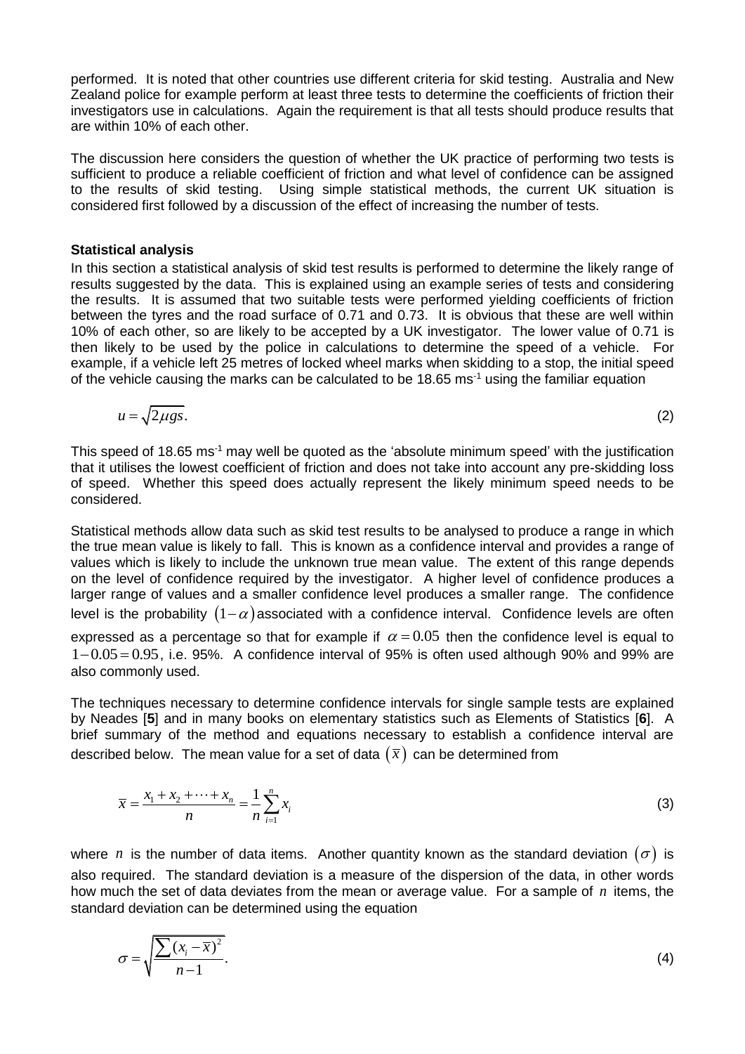performed. It is noted that other countries use different criteria for skid testing. Australia and New Zealand police for example perform at least three tests to determine the coefficients of friction their investigators use in calculations. Again the requirement is that all tests should produce results that are within 10% of each other.

The discussion here considers the question of whether the UK practice of performing two tests is sufficient to produce a reliable coefficient of friction and what level of confidence can be assigned to the results of skid testing. Using simple statistical methods, the current UK situation is considered first followed by a discussion of the effect of increasing the number of tests.

**Statistical analysis**

In this section a statistical analysis of skid test results is performed to determine the likely range of results suggested by the data. This is explained using an example series of tests and considering the results. It is assumed that two suitable tests were performed yielding coefficients of friction between the tyres and the road surface of 0.71 and 0.73. It is obvious that these are well within 10% of each other, so are likely to be accepted by a UK investigator. The lower value of 0.71 is then likely to be used by the police in calculations to determine the speed of a vehicle. For example, if a vehicle left 25 metres of locked wheel marks when skidding to a stop, the initial speed of the vehicle causing the marks can be calculated to be 18.65 ms$^{-1}$ using the familiar equation

$$u = \sqrt{2\mu g s}. \tag{2}$$

This speed of 18.65 ms$^{-1}$ may well be quoted as the 'absolute minimum speed' with the justification that it utilises the lowest coefficient of friction and does not take into account any pre-skidding loss of speed. Whether this speed does actually represent the likely minimum speed needs to be considered.

Statistical methods allow data such as skid test results to be analysed to produce a range in which the true mean value is likely to fall. This is known as a confidence interval and provides a range of values which is likely to include the unknown true mean value. The extent of this range depends on the level of confidence required by the investigator. A higher level of confidence produces a larger range of values and a smaller confidence level produces a smaller range. The confidence level is the probability $(1-\alpha)$ associated with a confidence interval. Confidence levels are often expressed as a percentage so that for example if $\alpha = 0.05$ then the confidence level is equal to $1-0.05 = 0.95$, i.e. 95%. A confidence interval of 95% is often used although 90% and 99% are also commonly used.

The techniques necessary to determine confidence intervals for single sample tests are explained by Neades [**5**] and in many books on elementary statistics such as Elements of Statistics [**6**]. A brief summary of the method and equations necessary to establish a confidence interval are described below. The mean value for a set of data $(\bar{x})$ can be determined from

$$\bar{x} = \frac{x_1 + x_2 + \cdots + x_n}{n} = \frac{1}{n}\sum_{i=1}^{n} x_i \tag{3}$$

where $n$ is the number of data items. Another quantity known as the standard deviation $(\sigma)$ is also required. The standard deviation is a measure of the dispersion of the data, in other words how much the set of data deviates from the mean or average value. For a sample of $n$ items, the standard deviation can be determined using the equation

$$\sigma = \sqrt{\frac{\sum (x_i - \bar{x})^2}{n-1}}. \tag{4}$$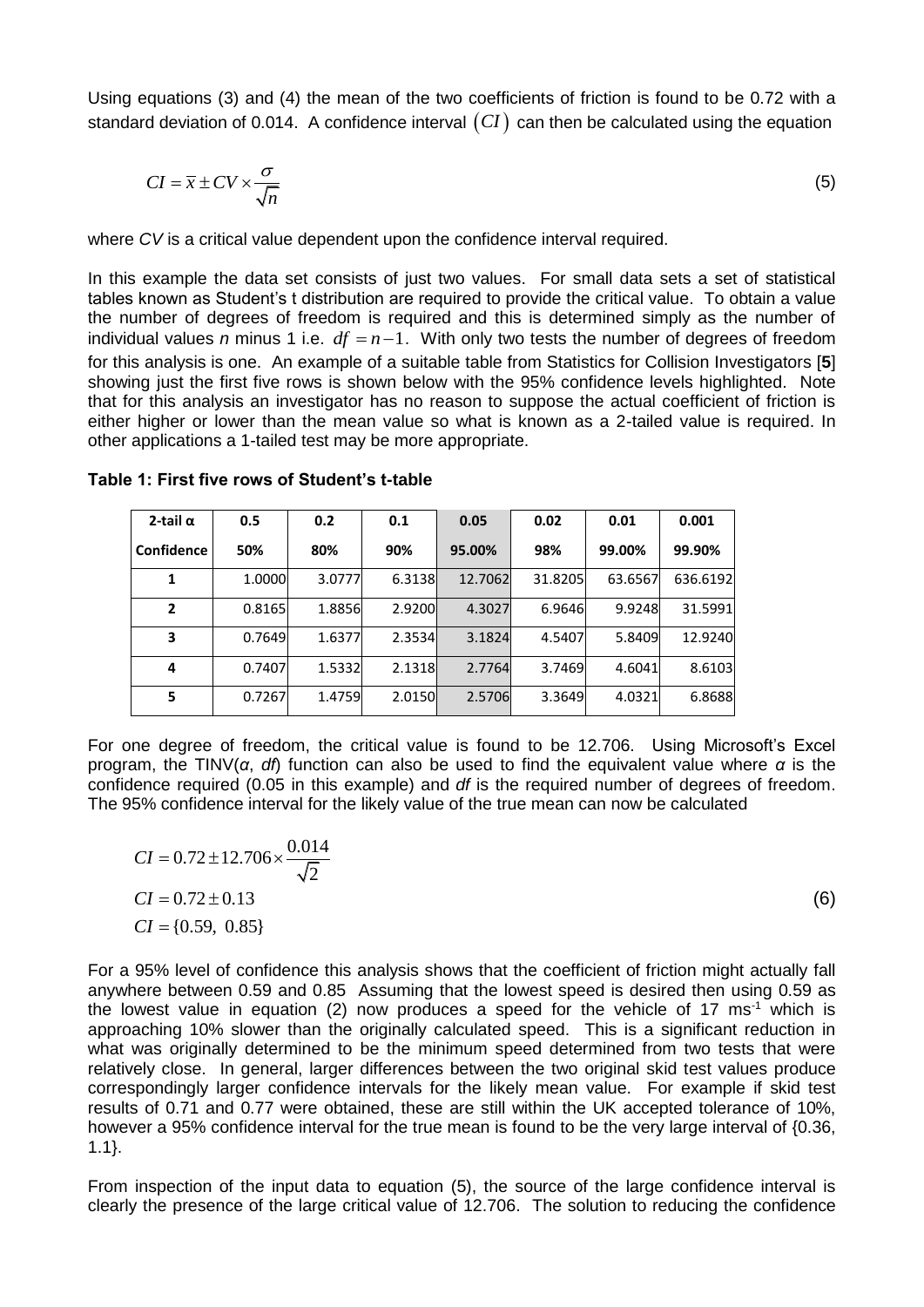Using equations (3) and (4) the mean of the two coefficients of friction is found to be 0.72 with a standard deviation of 0.014. A confidence interval $(CI)$ can then be calculated using the equation

$$CI = \bar{x} \pm CV \times \frac{\sigma}{\sqrt{n}} \tag{5}$$

where *CV* is a critical value dependent upon the confidence interval required.

In this example the data set consists of just two values. For small data sets a set of statistical tables known as Student's t distribution are required to provide the critical value. To obtain a value the number of degrees of freedom is required and this is determined simply as the number of individual values *n* minus 1 i.e. $df = n-1$. With only two tests the number of degrees of freedom for this analysis is one. An example of a suitable table from Statistics for Collision Investigators [**5**] showing just the first five rows is shown below with the 95% confidence levels highlighted. Note that for this analysis an investigator has no reason to suppose the actual coefficient of friction is either higher or lower than the mean value so what is known as a 2-tailed value is required. In other applications a 1-tailed test may be more appropriate.

**Table 1: First five rows of Student's t-table**

| 2-tail α | 0.5 | 0.2 | 0.1 | 0.05 | 0.02 | 0.01 | 0.001 |
|---|---|---|---|---|---|---|---|
| **Confidence** | **50%** | **80%** | **90%** | **95.00%** | **98%** | **99.00%** | **99.90%** |
| **1** | 1.0000 | 3.0777 | 6.3138 | 12.7062 | 31.8205 | 63.6567 | 636.6192 |
| **2** | 0.8165 | 1.8856 | 2.9200 | 4.3027 | 6.9646 | 9.9248 | 31.5991 |
| **3** | 0.7649 | 1.6377 | 2.3534 | 3.1824 | 4.5407 | 5.8409 | 12.9240 |
| **4** | 0.7407 | 1.5332 | 2.1318 | 2.7764 | 3.7469 | 4.6041 | 8.6103 |
| **5** | 0.7267 | 1.4759 | 2.0150 | 2.5706 | 3.3649 | 4.0321 | 6.8688 |

For one degree of freedom, the critical value is found to be 12.706. Using Microsoft's Excel program, the TINV(*α*, *df*) function can also be used to find the equivalent value where *α* is the confidence required (0.05 in this example) and *df* is the required number of degrees of freedom. The 95% confidence interval for the likely value of the true mean can now be calculated

$$\begin{aligned} CI &= 0.72 \pm 12.706 \times \frac{0.014}{\sqrt{2}} \\ CI &= 0.72 \pm 0.13 \\ CI &= \{0.59,\ 0.85\} \end{aligned} \tag{6}$$

For a 95% level of confidence this analysis shows that the coefficient of friction might actually fall anywhere between 0.59 and 0.85 Assuming that the lowest speed is desired then using 0.59 as the lowest value in equation (2) now produces a speed for the vehicle of 17 $ms^{-1}$ which is approaching 10% slower than the originally calculated speed. This is a significant reduction in what was originally determined to be the minimum speed determined from two tests that were relatively close. In general, larger differences between the two original skid test values produce correspondingly larger confidence intervals for the likely mean value. For example if skid test results of 0.71 and 0.77 were obtained, these are still within the UK accepted tolerance of 10%, however a 95% confidence interval for the true mean is found to be the very large interval of {0.36, 1.1}.

From inspection of the input data to equation (5), the source of the large confidence interval is clearly the presence of the large critical value of 12.706. The solution to reducing the confidence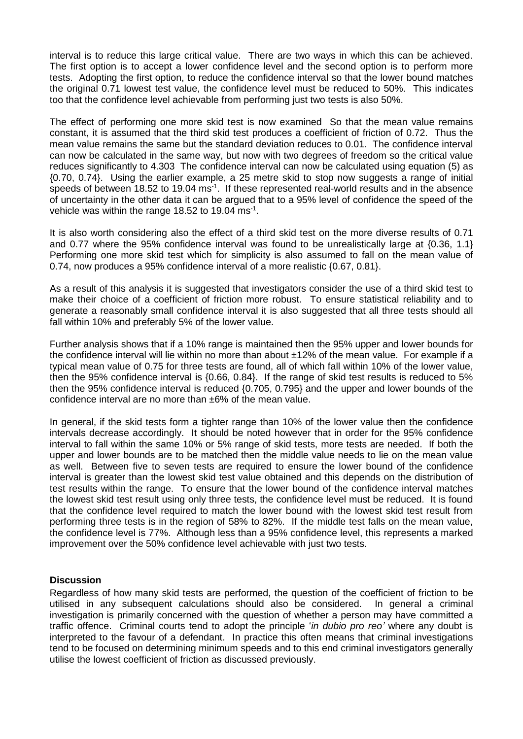interval is to reduce this large critical value. There are two ways in which this can be achieved. The first option is to accept a lower confidence level and the second option is to perform more tests. Adopting the first option, to reduce the confidence interval so that the lower bound matches the original 0.71 lowest test value, the confidence level must be reduced to 50%. This indicates too that the confidence level achievable from performing just two tests is also 50%.

The effect of performing one more skid test is now examined So that the mean value remains constant, it is assumed that the third skid test produces a coefficient of friction of 0.72. Thus the mean value remains the same but the standard deviation reduces to 0.01. The confidence interval can now be calculated in the same way, but now with two degrees of freedom so the critical value reduces significantly to 4.303 The confidence interval can now be calculated using equation (5) as {0.70, 0.74}. Using the earlier example, a 25 metre skid to stop now suggests a range of initial speeds of between 18.52 to 19.04 $ms^{-1}$. If these represented real-world results and in the absence of uncertainty in the other data it can be argued that to a 95% level of confidence the speed of the vehicle was within the range 18.52 to 19.04 $ms^{-1}$.

It is also worth considering also the effect of a third skid test on the more diverse results of 0.71 and 0.77 where the 95% confidence interval was found to be unrealistically large at {0.36, 1.1} Performing one more skid test which for simplicity is also assumed to fall on the mean value of 0.74, now produces a 95% confidence interval of a more realistic {0.67, 0.81}.

As a result of this analysis it is suggested that investigators consider the use of a third skid test to make their choice of a coefficient of friction more robust. To ensure statistical reliability and to generate a reasonably small confidence interval it is also suggested that all three tests should all fall within 10% and preferably 5% of the lower value.

Further analysis shows that if a 10% range is maintained then the 95% upper and lower bounds for the confidence interval will lie within no more than about ±12% of the mean value. For example if a typical mean value of 0.75 for three tests are found, all of which fall within 10% of the lower value, then the 95% confidence interval is {0.66, 0.84}. If the range of skid test results is reduced to 5% then the 95% confidence interval is reduced {0.705, 0.795} and the upper and lower bounds of the confidence interval are no more than ±6% of the mean value.

In general, if the skid tests form a tighter range than 10% of the lower value then the confidence intervals decrease accordingly. It should be noted however that in order for the 95% confidence interval to fall within the same 10% or 5% range of skid tests, more tests are needed. If both the upper and lower bounds are to be matched then the middle value needs to lie on the mean value as well. Between five to seven tests are required to ensure the lower bound of the confidence interval is greater than the lowest skid test value obtained and this depends on the distribution of test results within the range. To ensure that the lower bound of the confidence interval matches the lowest skid test result using only three tests, the confidence level must be reduced. It is found that the confidence level required to match the lower bound with the lowest skid test result from performing three tests is in the region of 58% to 82%. If the middle test falls on the mean value, the confidence level is 77%. Although less than a 95% confidence level, this represents a marked improvement over the 50% confidence level achievable with just two tests.

## Discussion

Regardless of how many skid tests are performed, the question of the coefficient of friction to be utilised in any subsequent calculations should also be considered. In general a criminal investigation is primarily concerned with the question of whether a person may have committed a traffic offence. Criminal courts tend to adopt the principle '*in dubio pro reo'* where any doubt is interpreted to the favour of a defendant. In practice this often means that criminal investigations tend to be focused on determining minimum speeds and to this end criminal investigators generally utilise the lowest coefficient of friction as discussed previously.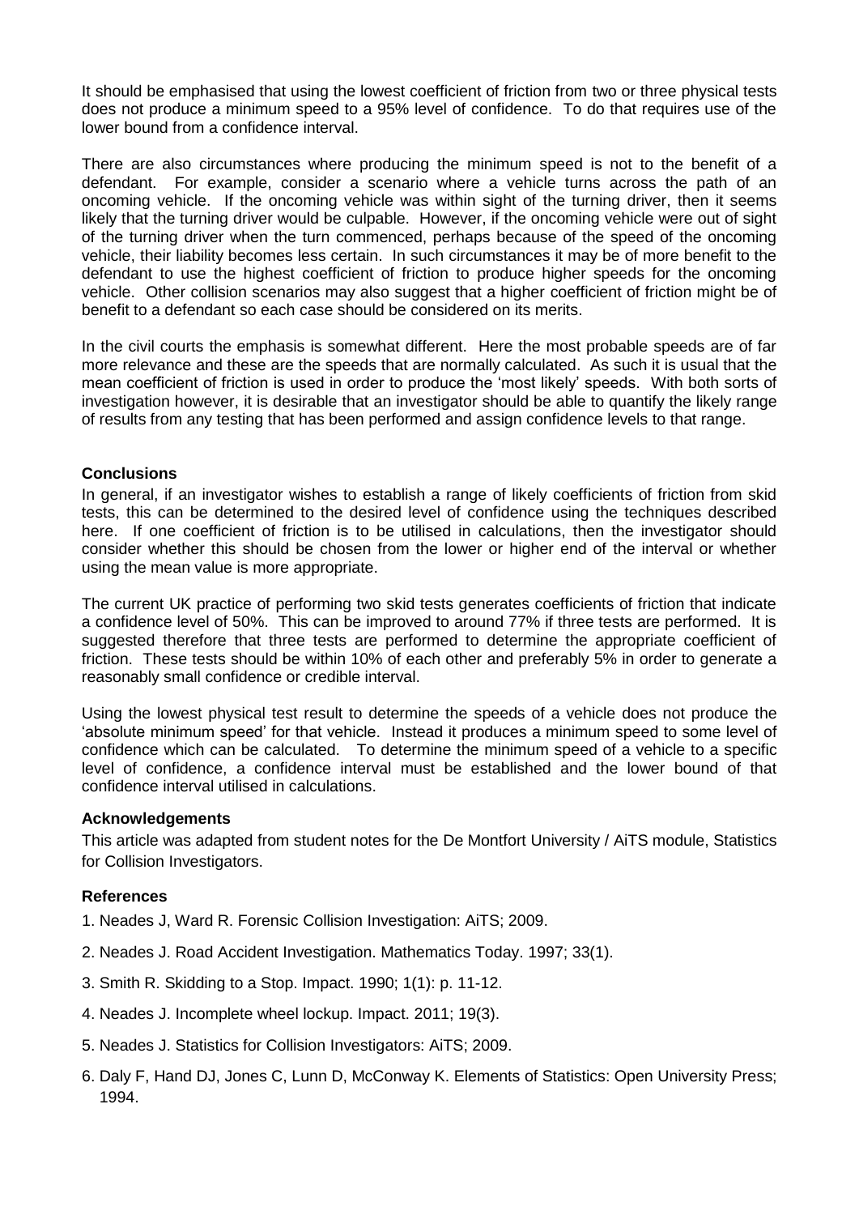It should be emphasised that using the lowest coefficient of friction from two or three physical tests does not produce a minimum speed to a 95% level of confidence. To do that requires use of the lower bound from a confidence interval.

There are also circumstances where producing the minimum speed is not to the benefit of a defendant. For example, consider a scenario where a vehicle turns across the path of an oncoming vehicle. If the oncoming vehicle was within sight of the turning driver, then it seems likely that the turning driver would be culpable. However, if the oncoming vehicle were out of sight of the turning driver when the turn commenced, perhaps because of the speed of the oncoming vehicle, their liability becomes less certain. In such circumstances it may be of more benefit to the defendant to use the highest coefficient of friction to produce higher speeds for the oncoming vehicle. Other collision scenarios may also suggest that a higher coefficient of friction might be of benefit to a defendant so each case should be considered on its merits.

In the civil courts the emphasis is somewhat different. Here the most probable speeds are of far more relevance and these are the speeds that are normally calculated. As such it is usual that the mean coefficient of friction is used in order to produce the 'most likely' speeds. With both sorts of investigation however, it is desirable that an investigator should be able to quantify the likely range of results from any testing that has been performed and assign confidence levels to that range.

### Conclusions

In general, if an investigator wishes to establish a range of likely coefficients of friction from skid tests, this can be determined to the desired level of confidence using the techniques described here. If one coefficient of friction is to be utilised in calculations, then the investigator should consider whether this should be chosen from the lower or higher end of the interval or whether using the mean value is more appropriate.

The current UK practice of performing two skid tests generates coefficients of friction that indicate a confidence level of 50%. This can be improved to around 77% if three tests are performed. It is suggested therefore that three tests are performed to determine the appropriate coefficient of friction. These tests should be within 10% of each other and preferably 5% in order to generate a reasonably small confidence or credible interval.

Using the lowest physical test result to determine the speeds of a vehicle does not produce the 'absolute minimum speed' for that vehicle. Instead it produces a minimum speed to some level of confidence which can be calculated. To determine the minimum speed of a vehicle to a specific level of confidence, a confidence interval must be established and the lower bound of that confidence interval utilised in calculations.

### Acknowledgements

This article was adapted from student notes for the De Montfort University / AiTS module, Statistics for Collision Investigators.

### References

1. Neades J, Ward R. Forensic Collision Investigation: AiTS; 2009.
2. Neades J. Road Accident Investigation. Mathematics Today. 1997; 33(1).
3. Smith R. Skidding to a Stop. Impact. 1990; 1(1): p. 11-12.
4. Neades J. Incomplete wheel lockup. Impact. 2011; 19(3).
5. Neades J. Statistics for Collision Investigators: AiTS; 2009.
6. Daly F, Hand DJ, Jones C, Lunn D, McConway K. Elements of Statistics: Open University Press; 1994.